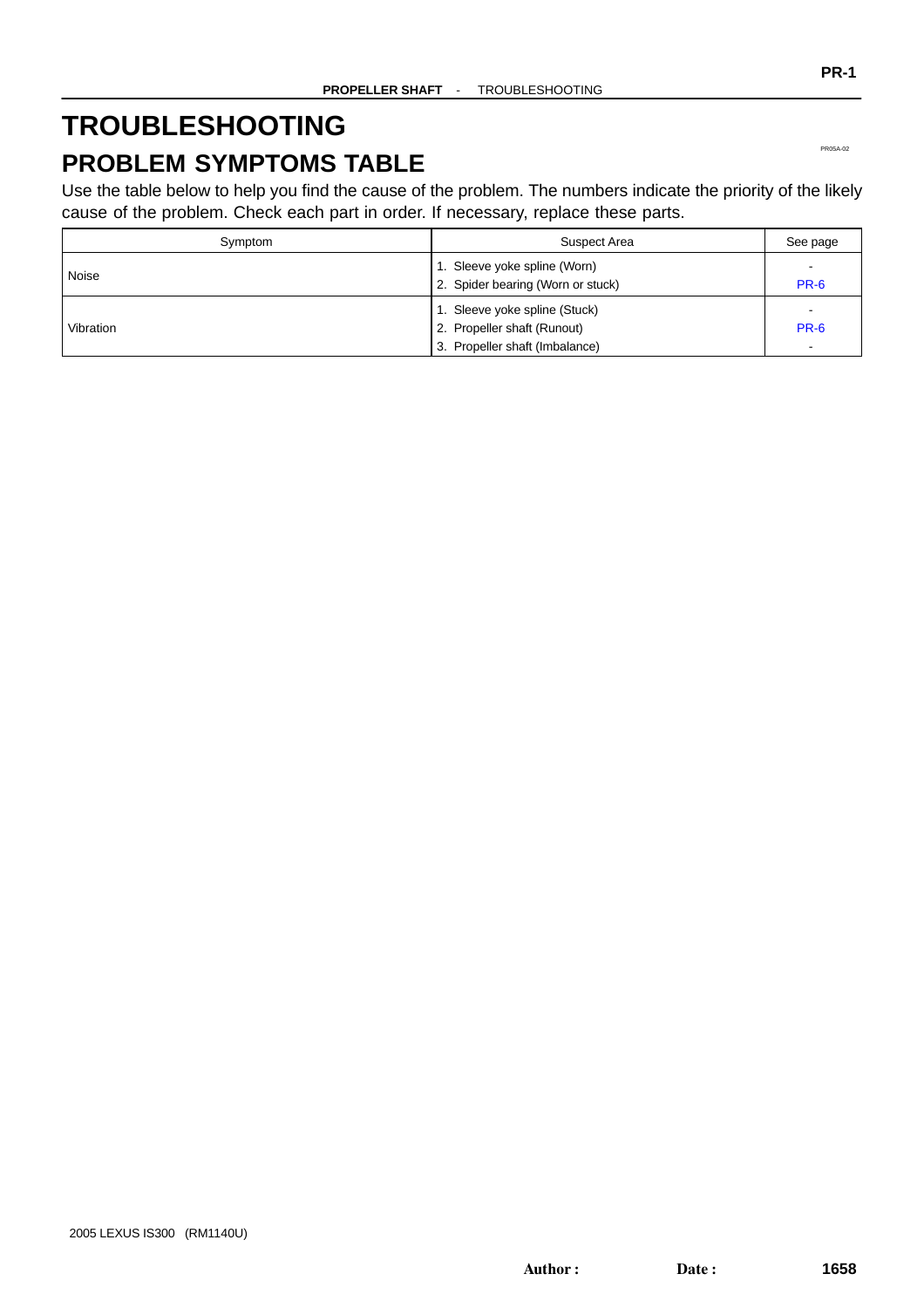# TROUBLESHOOTING

## PROBLEM SYMPTOMS TABLE

PR05A-02

Use the table below to help you find the cause of the problem. The numbers indicate the priority of the likely cause of the problem. Check each part in order. If necessary, replace these parts.

| Symptom | Suspect Area | See page |
|---|---|---|
| Noise | 1. Sleeve yoke spline (Worn)<br>2. Spider bearing (Worn or stuck) | -<br>PR-6 |
| Vibration | 1. Sleeve yoke spline (Stuck)<br>2. Propeller shaft (Runout)<br>3. Propeller shaft (Imbalance) | -<br>PR-6<br>- |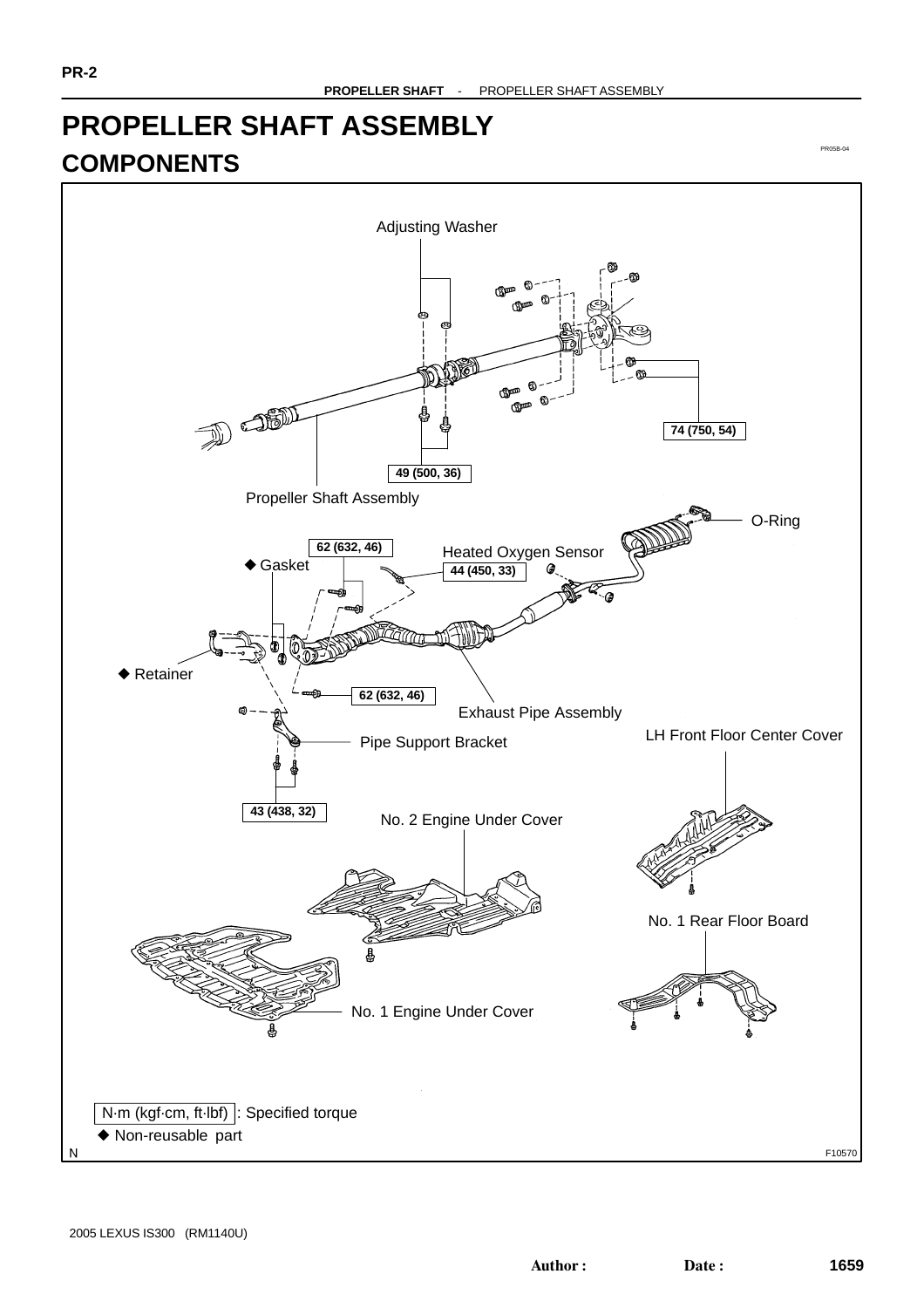# PROPELLER SHAFT ASSEMBLY

## COMPONENTS

Adjusting Washer

74 (750, 54)

49 (500, 36)

Propeller Shaft Assembly

O-Ring

62 (632, 46)

Heated Oxygen Sensor

◆ Gasket

44 (450, 33)

◆ Retainer

62 (632, 46)

Exhaust Pipe Assembly

LH Front Floor Center Cover

Pipe Support Bracket

43 (438, 32)

No. 2 Engine Under Cover

No. 1 Rear Floor Board

No. 1 Engine Under Cover

N·m (kgf·cm, ft·lbf) : Specified torque

◆ Non-reusable part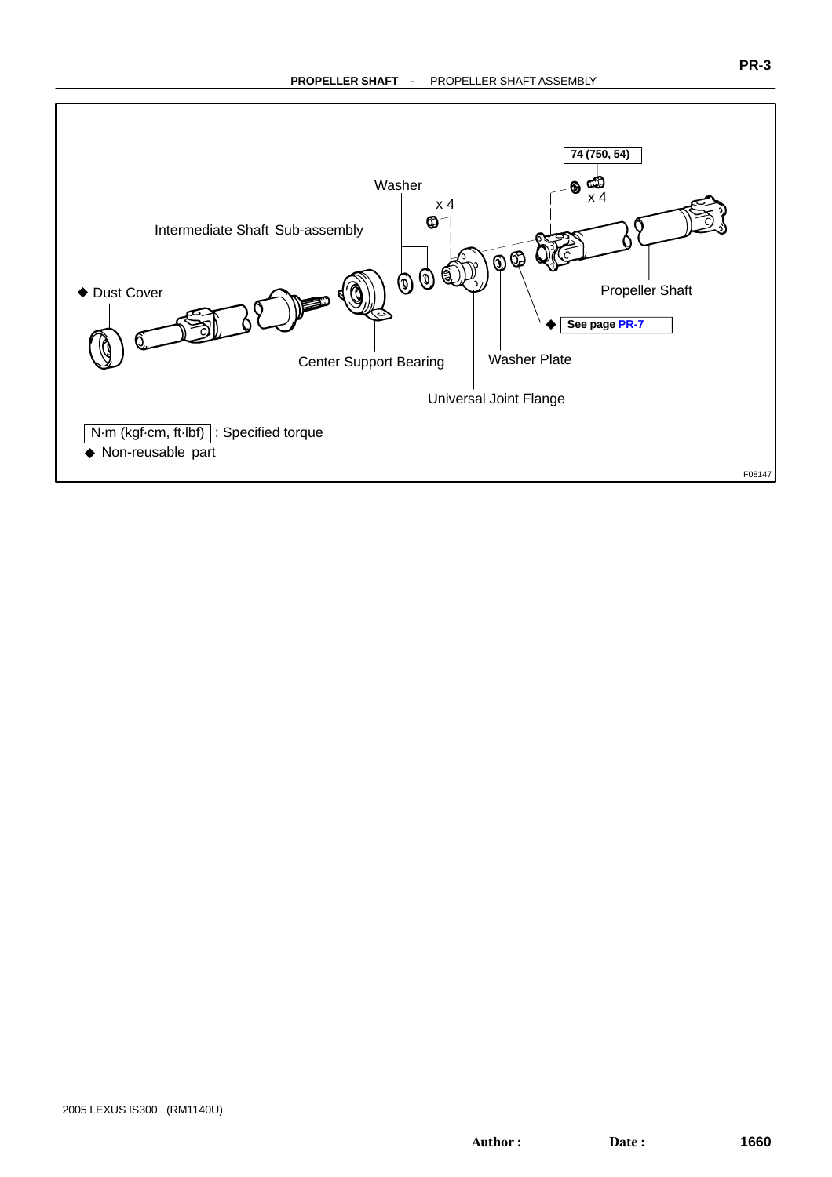74 (750, 54)

Washer

x 4

x 4

Intermediate Shaft Sub-assembly

◆ Dust Cover

Propeller Shaft

◆ See page PR-7

Center Support Bearing

Washer Plate

Universal Joint Flange

N·m (kgf·cm, ft·lbf) : Specified torque

◆ Non-reusable part

F08147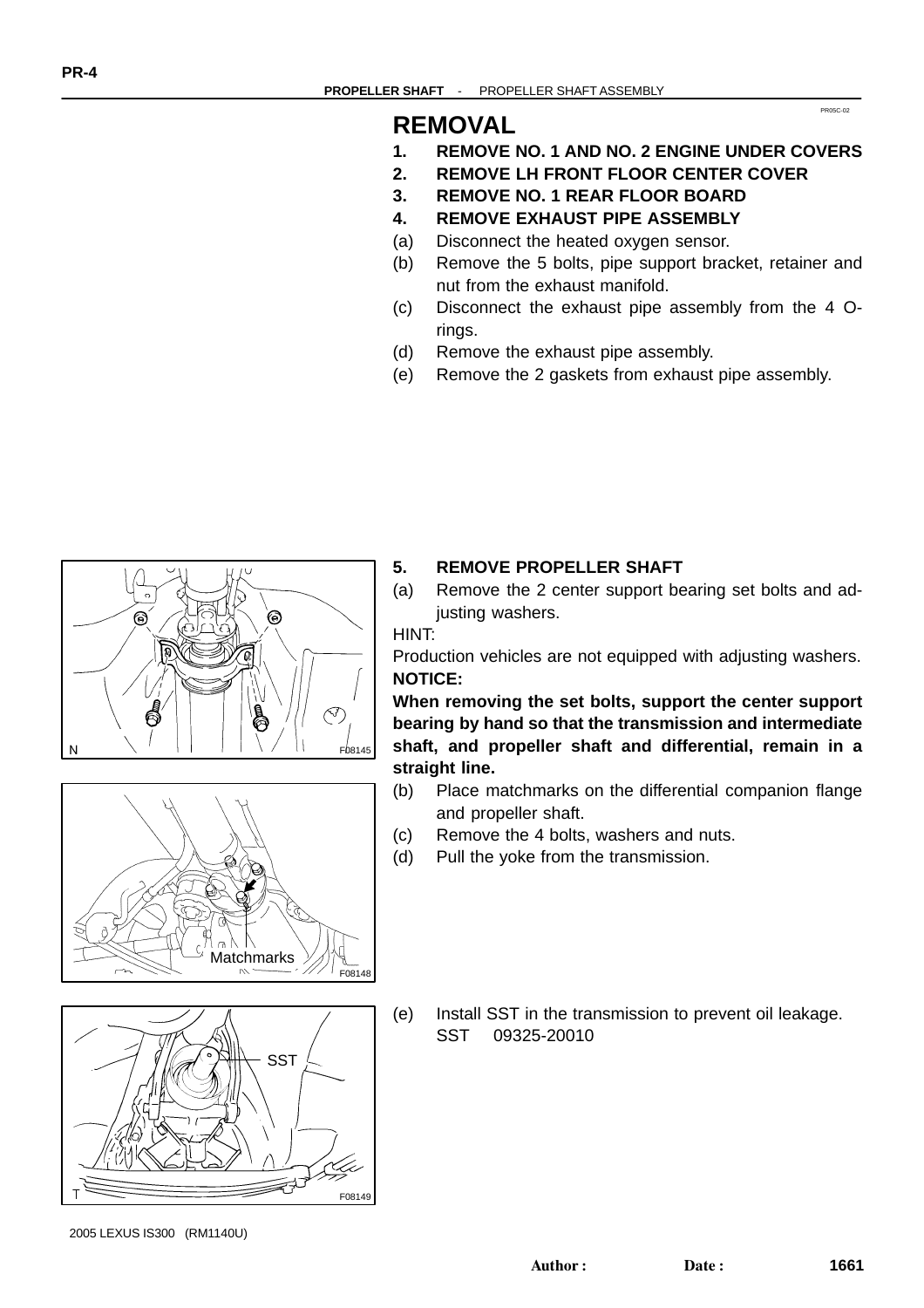# REMOVAL

1. **REMOVE NO. 1 AND NO. 2 ENGINE UNDER COVERS**
2. **REMOVE LH FRONT FLOOR CENTER COVER**
3. **REMOVE NO. 1 REAR FLOOR BOARD**
4. **REMOVE EXHAUST PIPE ASSEMBLY**

(a) Disconnect the heated oxygen sensor.

(b) Remove the 5 bolts, pipe support bracket, retainer and nut from the exhaust manifold.

(c) Disconnect the exhaust pipe assembly from the 4 O-rings.

(d) Remove the exhaust pipe assembly.

(e) Remove the 2 gaskets from exhaust pipe assembly.

5. **REMOVE PROPELLER SHAFT**

(a) Remove the 2 center support bearing set bolts and adjusting washers.

HINT:

Production vehicles are not equipped with adjusting washers.

**NOTICE:**

**When removing the set bolts, support the center support bearing by hand so that the transmission and intermediate shaft, and propeller shaft and differential, remain in a straight line.**

(b) Place matchmarks on the differential companion flange and propeller shaft.

(c) Remove the 4 bolts, washers and nuts.

(d) Pull the yoke from the transmission.

(e) Install SST in the transmission to prevent oil leakage.
SST 09325-20010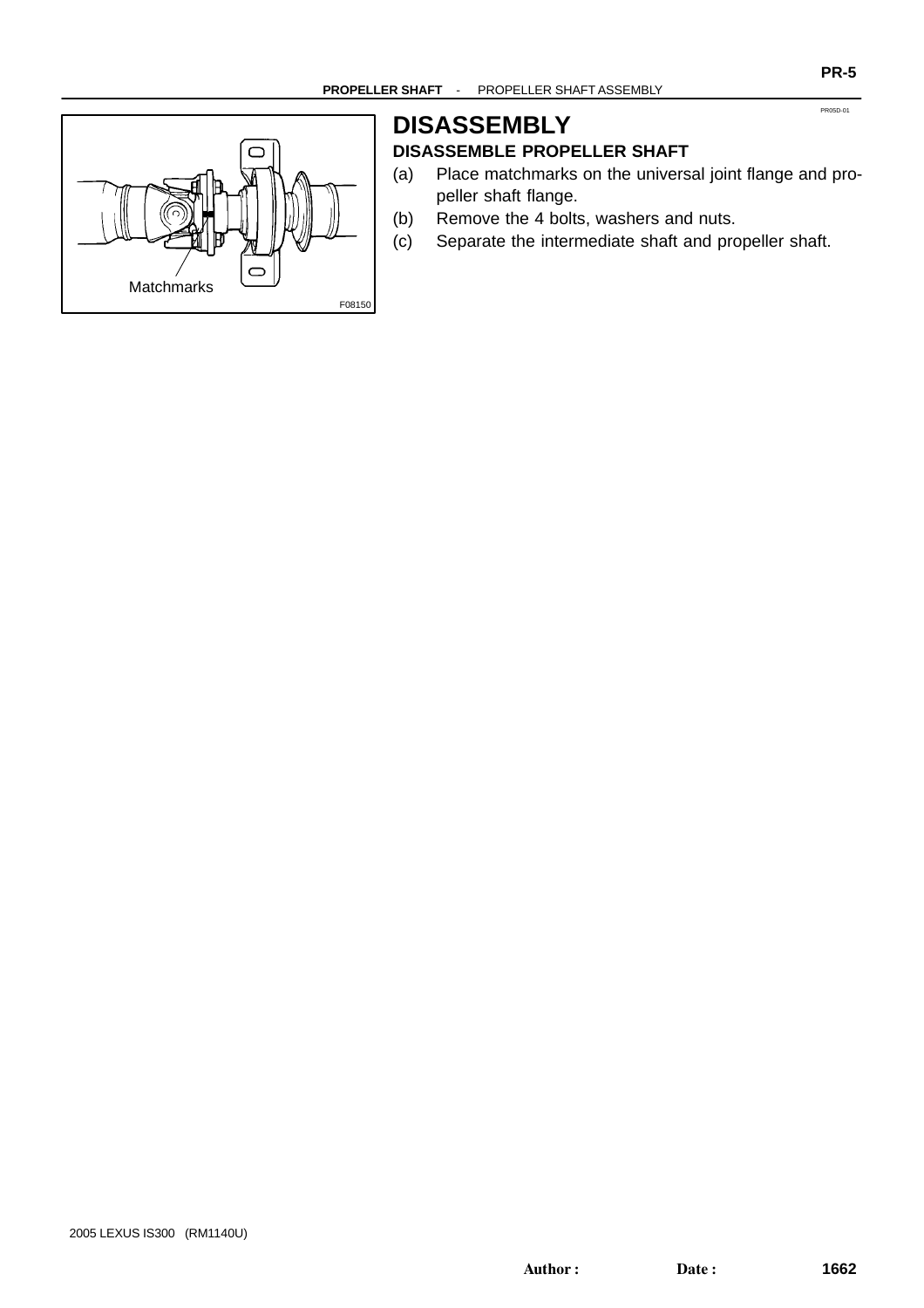# DISASSEMBLY

## DISASSEMBLE PROPELLER SHAFT

(a) Place matchmarks on the universal joint flange and propeller shaft flange.

(b) Remove the 4 bolts, washers and nuts.

(c) Separate the intermediate shaft and propeller shaft.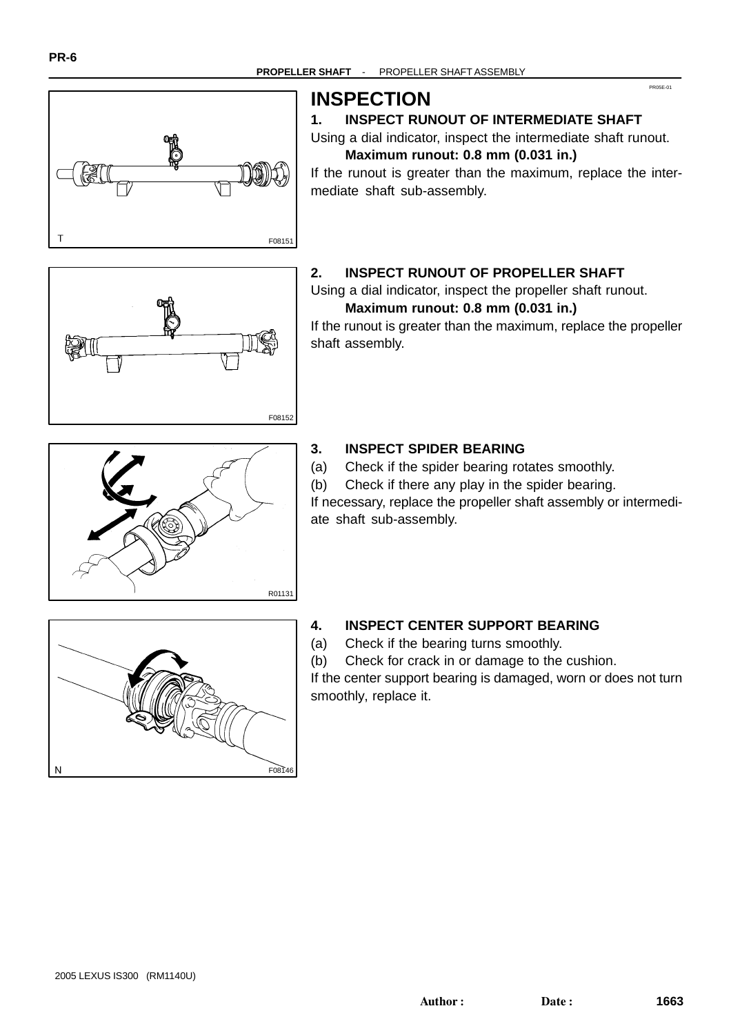# INSPECTION

## 1. INSPECT RUNOUT OF INTERMEDIATE SHAFT

Using a dial indicator, inspect the intermediate shaft runout.

**Maximum runout: 0.8 mm (0.031 in.)**

If the runout is greater than the maximum, replace the intermediate shaft sub-assembly.

F08151

## 2. INSPECT RUNOUT OF PROPELLER SHAFT

Using a dial indicator, inspect the propeller shaft runout.

**Maximum runout: 0.8 mm (0.031 in.)**

If the runout is greater than the maximum, replace the propeller shaft assembly.

F08152

## 3. INSPECT SPIDER BEARING

(a) Check if the spider bearing rotates smoothly.

(b) Check if there any play in the spider bearing.

If necessary, replace the propeller shaft assembly or intermediate shaft sub-assembly.

R01131

## 4. INSPECT CENTER SUPPORT BEARING

(a) Check if the bearing turns smoothly.

(b) Check for crack in or damage to the cushion.

If the center support bearing is damaged, worn or does not turn smoothly, replace it.

F08146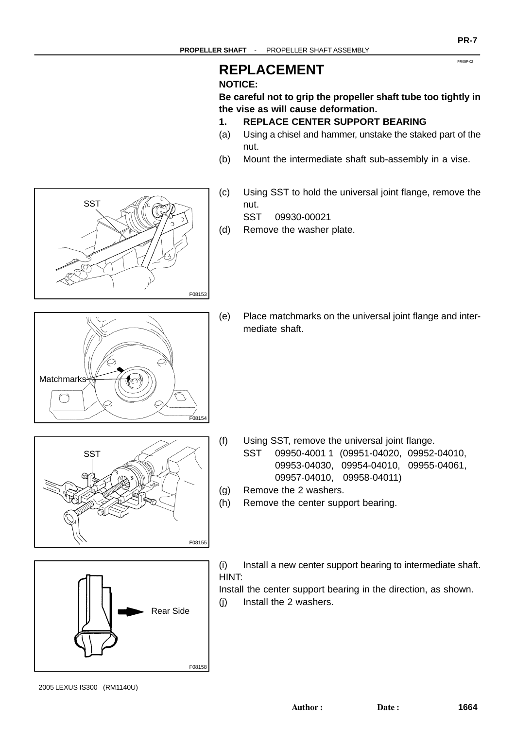# REPLACEMENT

**NOTICE:**

**Be careful not to grip the propeller shaft tube too tightly in the vise as will cause deformation.**

**1. REPLACE CENTER SUPPORT BEARING**

(a) Using a chisel and hammer, unstake the staked part of the nut.

(b) Mount the intermediate shaft sub-assembly in a vise.

(c) Using SST to hold the universal joint flange, remove the nut.
SST 09930-00021

(d) Remove the washer plate.

(e) Place matchmarks on the universal joint flange and intermediate shaft.

(f) Using SST, remove the universal joint flange.
SST 09950-4001 1 (09951-04020, 09952-04010, 09953-04030, 09954-04010, 09955-04061, 09957-04010, 09958-04011)

(g) Remove the 2 washers.

(h) Remove the center support bearing.

(i) Install a new center support bearing to intermediate shaft.

HINT:

Install the center support bearing in the direction, as shown.

(j) Install the 2 washers.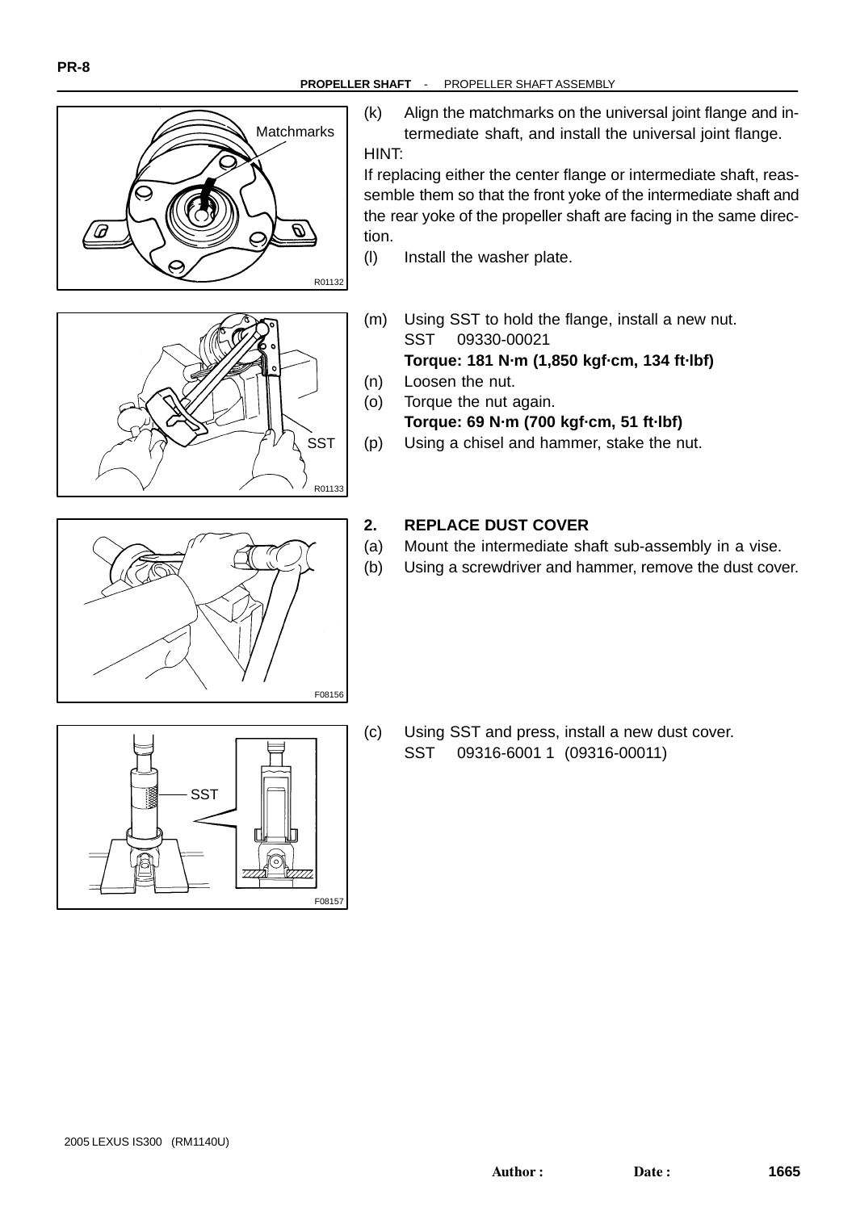(k) Align the matchmarks on the universal joint flange and intermediate shaft, and install the universal joint flange.

HINT:

If replacing either the center flange or intermediate shaft, reassemble them so that the front yoke of the intermediate shaft and the rear yoke of the propeller shaft are facing in the same direction.

(l) Install the washer plate.

(m) Using SST to hold the flange, install a new nut.
SST 09330-00021
**Torque: 181 N·m (1,850 kgf·cm, 134 ft·lbf)**

(n) Loosen the nut.

(o) Torque the nut again.
**Torque: 69 N·m (700 kgf·cm, 51 ft·lbf)**

(p) Using a chisel and hammer, stake the nut.

## 2. REPLACE DUST COVER

(a) Mount the intermediate shaft sub-assembly in a vise.

(b) Using a screwdriver and hammer, remove the dust cover.

(c) Using SST and press, install a new dust cover.
SST 09316-60011 (09316-00011)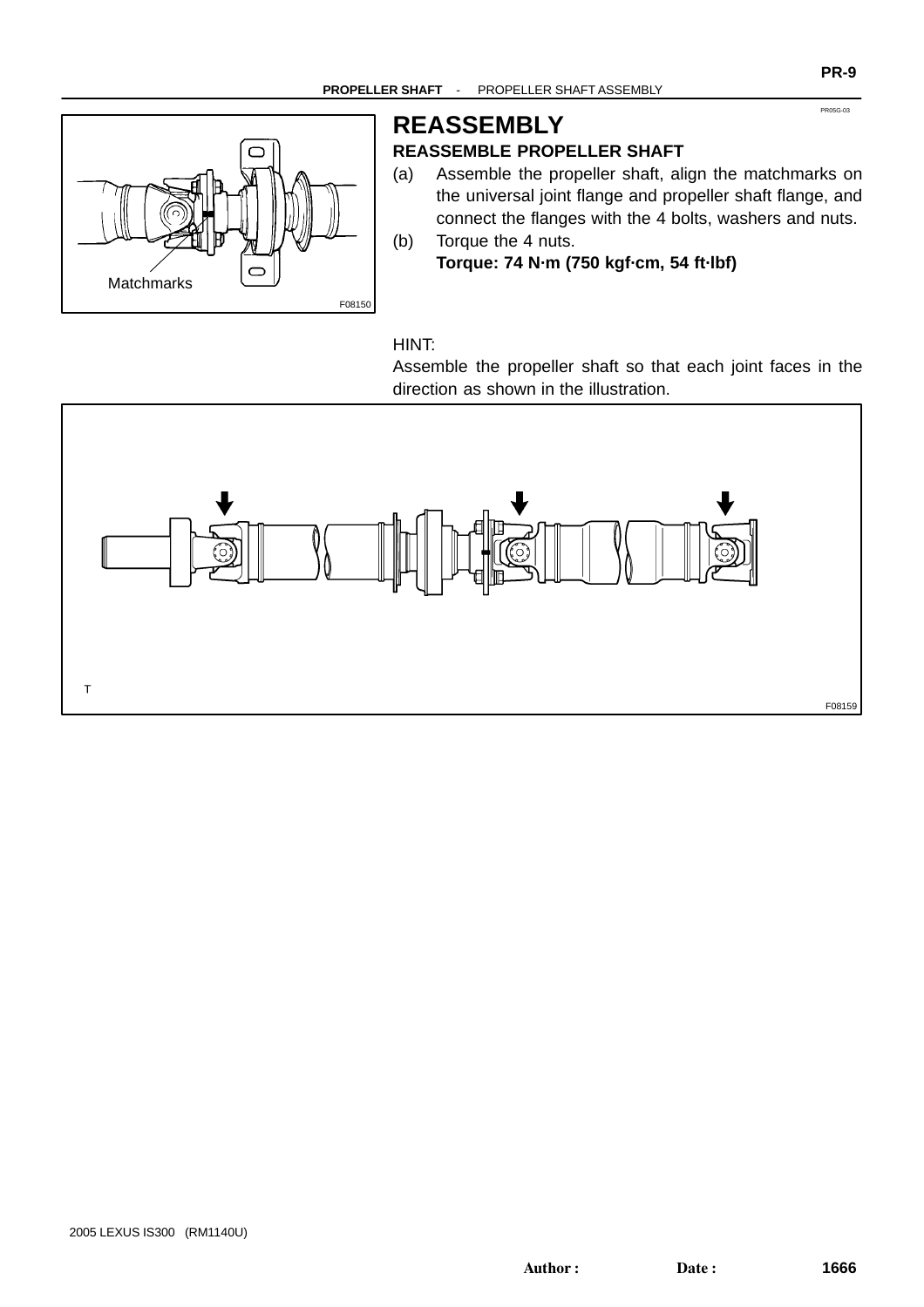PR05G-03

# REASSEMBLY

## REASSEMBLE PROPELLER SHAFT

(a) Assemble the propeller shaft, align the matchmarks on the universal joint flange and propeller shaft flange, and connect the flanges with the 4 bolts, washers and nuts.

(b) Torque the 4 nuts.
**Torque: 74 N·m (750 kgf·cm, 54 ft·lbf)**

Matchmarks

F08150

HINT:
Assemble the propeller shaft so that each joint faces in the direction as shown in the illustration.

T

F08159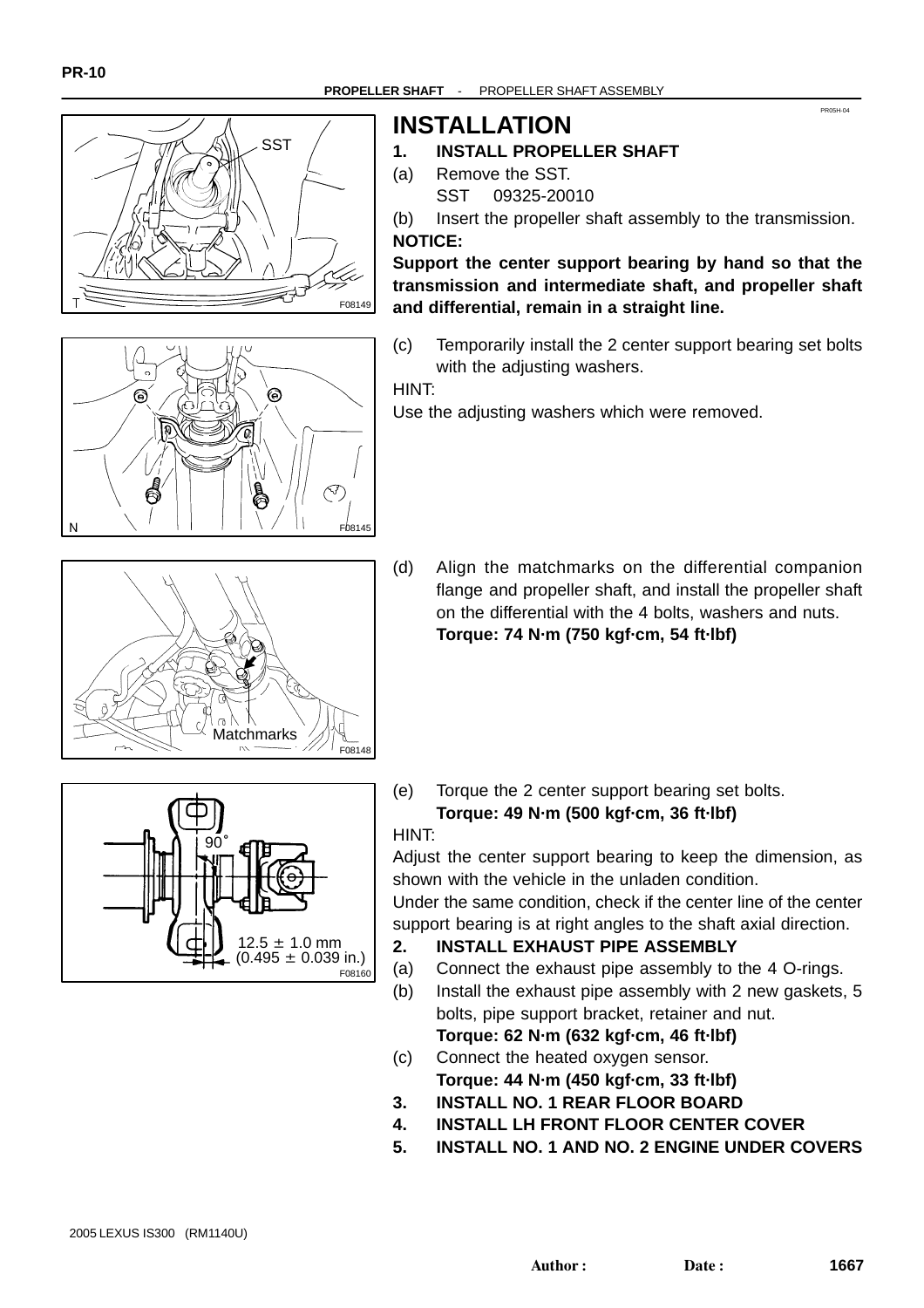# INSTALLATION

## 1. INSTALL PROPELLER SHAFT

(a) Remove the SST.
SST 09325-20010

(b) Insert the propeller shaft assembly to the transmission.

**NOTICE:**

**Support the center support bearing by hand so that the transmission and intermediate shaft, and propeller shaft and differential, remain in a straight line.**

(c) Temporarily install the 2 center support bearing set bolts with the adjusting washers.

HINT:

Use the adjusting washers which were removed.

(d) Align the matchmarks on the differential companion flange and propeller shaft, and install the propeller shaft on the differential with the 4 bolts, washers and nuts.
**Torque: 74 N·m (750 kgf·cm, 54 ft·lbf)**

(e) Torque the 2 center support bearing set bolts.
**Torque: 49 N·m (500 kgf·cm, 36 ft·lbf)**

HINT:

Adjust the center support bearing to keep the dimension, as shown with the vehicle in the unladen condition.

Under the same condition, check if the center line of the center support bearing is at right angles to the shaft axial direction.

## 2. INSTALL EXHAUST PIPE ASSEMBLY

(a) Connect the exhaust pipe assembly to the 4 O-rings.

(b) Install the exhaust pipe assembly with 2 new gaskets, 5 bolts, pipe support bracket, retainer and nut.
**Torque: 62 N·m (632 kgf·cm, 46 ft·lbf)**

(c) Connect the heated oxygen sensor.
**Torque: 44 N·m (450 kgf·cm, 33 ft·lbf)**

## 3. INSTALL NO. 1 REAR FLOOR BOARD

## 4. INSTALL LH FRONT FLOOR CENTER COVER

## 5. INSTALL NO. 1 AND NO. 2 ENGINE UNDER COVERS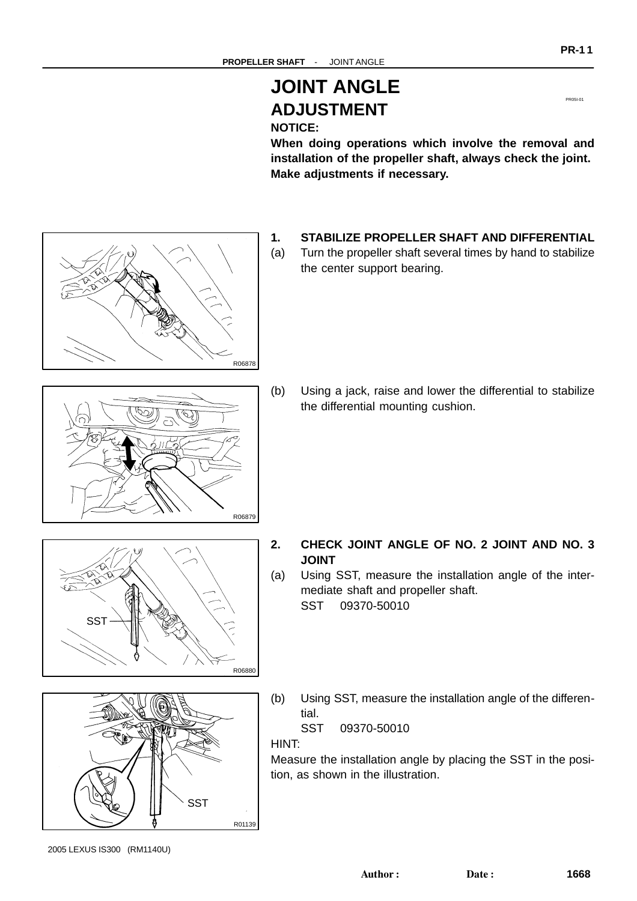# JOINT ANGLE ADJUSTMENT

PR05I-01

**NOTICE:**

**When doing operations which involve the removal and installation of the propeller shaft, always check the joint. Make adjustments if necessary.**

R06878

**1. STABILIZE PROPELLER SHAFT AND DIFFERENTIAL**

(a) Turn the propeller shaft several times by hand to stabilize the center support bearing.

R06879

(b) Using a jack, raise and lower the differential to stabilize the differential mounting cushion.

SST

R06880

**2. CHECK JOINT ANGLE OF NO. 2 JOINT AND NO. 3 JOINT**

(a) Using SST, measure the installation angle of the intermediate shaft and propeller shaft.
SST 09370-50010

SST

R01139

(b) Using SST, measure the installation angle of the differential.
SST 09370-50010

HINT:

Measure the installation angle by placing the SST in the position, as shown in the illustration.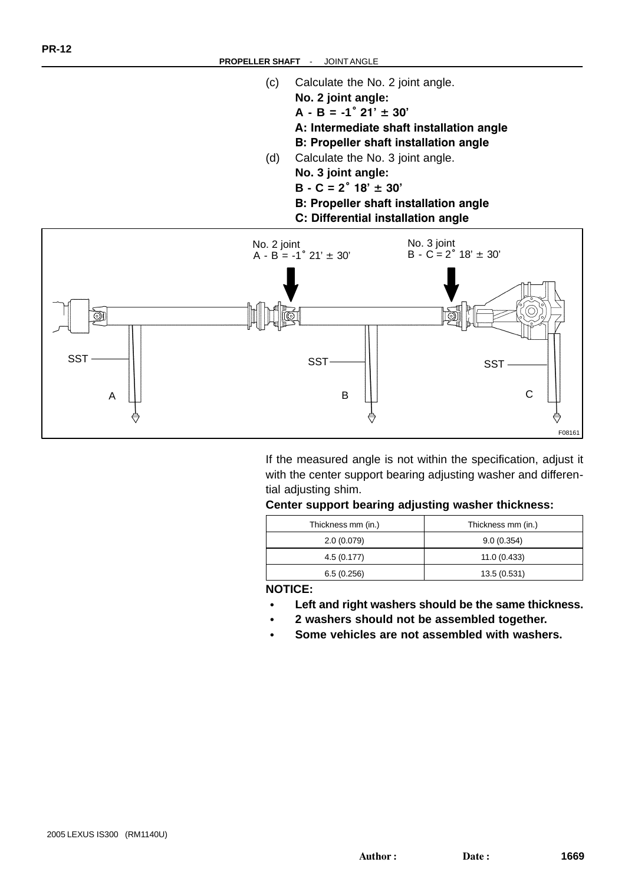(c) Calculate the No. 2 joint angle.

**No. 2 joint angle:**

**A - B = -1° 21' ± 30'**

**A: Intermediate shaft installation angle**

**B: Propeller shaft installation angle**

(d) Calculate the No. 3 joint angle.

**No. 3 joint angle:**

**B - C = 2° 18' ± 30'**

**B: Propeller shaft installation angle**

**C: Differential installation angle**

No. 2 joint
A - B = -1° 21' ± 30'
No. 3 joint
B - C = 2° 18' ± 30'
SST
SST
SST
A
B
C
F08161

If the measured angle is not within the specification, adjust it with the center support bearing adjusting washer and differential adjusting shim.

**Center support bearing adjusting washer thickness:**

| Thickness mm (in.) | Thickness mm (in.) |
|---|---|
| 2.0 (0.079) | 9.0 (0.354) |
| 4.5 (0.177) | 11.0 (0.433) |
| 6.5 (0.256) | 13.5 (0.531) |

**NOTICE:**

- **Left and right washers should be the same thickness.**
- **2 washers should not be assembled together.**
- **Some vehicles are not assembled with washers.**